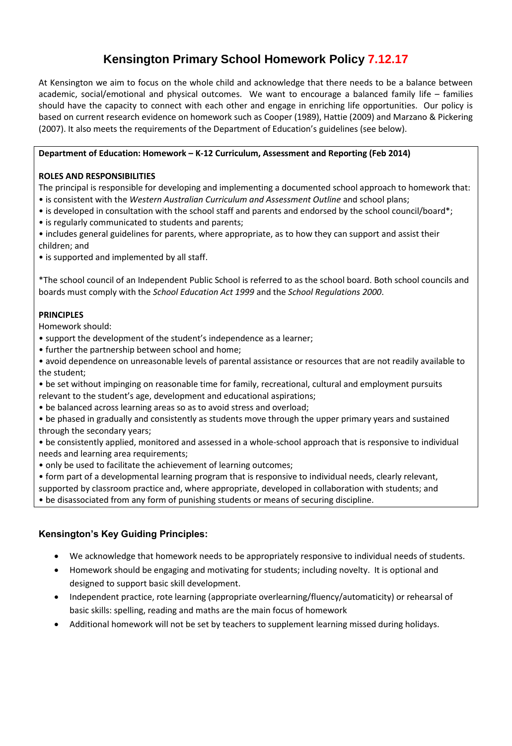# Kensington Primary School Homework Policy 7.12.17

At Kensington we aim to focus on the whole child and acknowledge that there needs to be a balance between academic, social/emotional and physical outcomes. We want to encourage a balanced family life – families should have the capacity to connect with each other and engage in enriching life opportunities. Our policy is based on current research evidence on homework such as Cooper (1989), Hattie (2009) and Marzano & Pickering (2007). It also meets the requirements of the Department of Education's guidelines (see below).

**Department of Education: Homework – K-12 Curriculum, Assessment and Reporting (Feb 2014)**

**ROLES AND RESPONSIBILITIES**

The principal is responsible for developing and implementing a documented school approach to homework that:

- is consistent with the *Western Australian Curriculum and Assessment Outline* and school plans;
- is developed in consultation with the school staff and parents and endorsed by the school council/board*;
- is regularly communicated to students and parents;
- includes general guidelines for parents, where appropriate, as to how they can support and assist their children; and
- is supported and implemented by all staff.

*The school council of an Independent Public School is referred to as the school board. Both school councils and boards must comply with the *School Education Act 1999* and the *School Regulations 2000*.

**PRINCIPLES**

Homework should:

- support the development of the student's independence as a learner;
- further the partnership between school and home;
- avoid dependence on unreasonable levels of parental assistance or resources that are not readily available to the student;
- be set without impinging on reasonable time for family, recreational, cultural and employment pursuits relevant to the student's age, development and educational aspirations;
- be balanced across learning areas so as to avoid stress and overload;
- be phased in gradually and consistently as students move through the upper primary years and sustained through the secondary years;
- be consistently applied, monitored and assessed in a whole-school approach that is responsive to individual needs and learning area requirements;
- only be used to facilitate the achievement of learning outcomes;
- form part of a developmental learning program that is responsive to individual needs, clearly relevant, supported by classroom practice and, where appropriate, developed in collaboration with students; and
- be disassociated from any form of punishing students or means of securing discipline.

### Kensington's Key Guiding Principles:

- We acknowledge that homework needs to be appropriately responsive to individual needs of students.
- Homework should be engaging and motivating for students; including novelty. It is optional and designed to support basic skill development.
- Independent practice, rote learning (appropriate overlearning/fluency/automaticity) or rehearsal of basic skills: spelling, reading and maths are the main focus of homework
- Additional homework will not be set by teachers to supplement learning missed during holidays.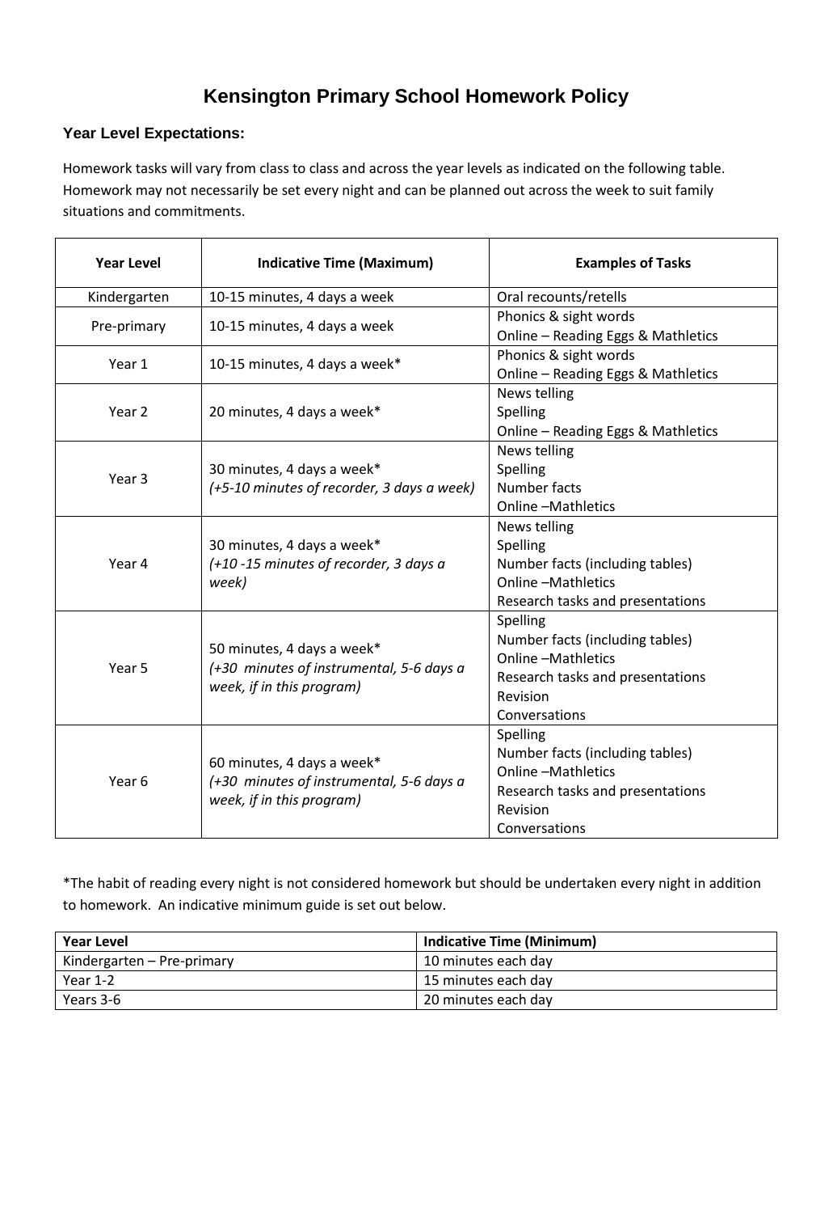# Kensington Primary School Homework Policy

### Year Level Expectations:

Homework tasks will vary from class to class and across the year levels as indicated on the following table. Homework may not necessarily be set every night and can be planned out across the week to suit family situations and commitments.

| Year Level | Indicative Time (Maximum) | Examples of Tasks |
|---|---|---|
| Kindergarten | 10-15 minutes, 4 days a week | Oral recounts/retells |
| Pre-primary | 10-15 minutes, 4 days a week | Phonics & sight words<br>Online – Reading Eggs & Mathletics |
| Year 1 | 10-15 minutes, 4 days a week* | Phonics & sight words<br>Online – Reading Eggs & Mathletics |
| Year 2 | 20 minutes, 4 days a week* | News telling<br>Spelling<br>Online – Reading Eggs & Mathletics |
| Year 3 | 30 minutes, 4 days a week*<br>*(+5-10 minutes of recorder, 3 days a week)* | News telling<br>Spelling<br>Number facts<br>Online –Mathletics |
| Year 4 | 30 minutes, 4 days a week*<br>*(+10 -15 minutes of recorder, 3 days a week)* | News telling<br>Spelling<br>Number facts (including tables)<br>Online –Mathletics<br>Research tasks and presentations |
| Year 5 | 50 minutes, 4 days a week*<br>*(+30 minutes of instrumental, 5-6 days a week, if in this program)* | Spelling<br>Number facts (including tables)<br>Online –Mathletics<br>Research tasks and presentations<br>Revision<br>Conversations |
| Year 6 | 60 minutes, 4 days a week*<br>*(+30 minutes of instrumental, 5-6 days a week, if in this program)* | Spelling<br>Number facts (including tables)<br>Online –Mathletics<br>Research tasks and presentations<br>Revision<br>Conversations |

*The habit of reading every night is not considered homework but should be undertaken every night in addition to homework. An indicative minimum guide is set out below.

| Year Level | Indicative Time (Minimum) |
|---|---|
| Kindergarten – Pre-primary | 10 minutes each day |
| Year 1-2 | 15 minutes each day |
| Years 3-6 | 20 minutes each day |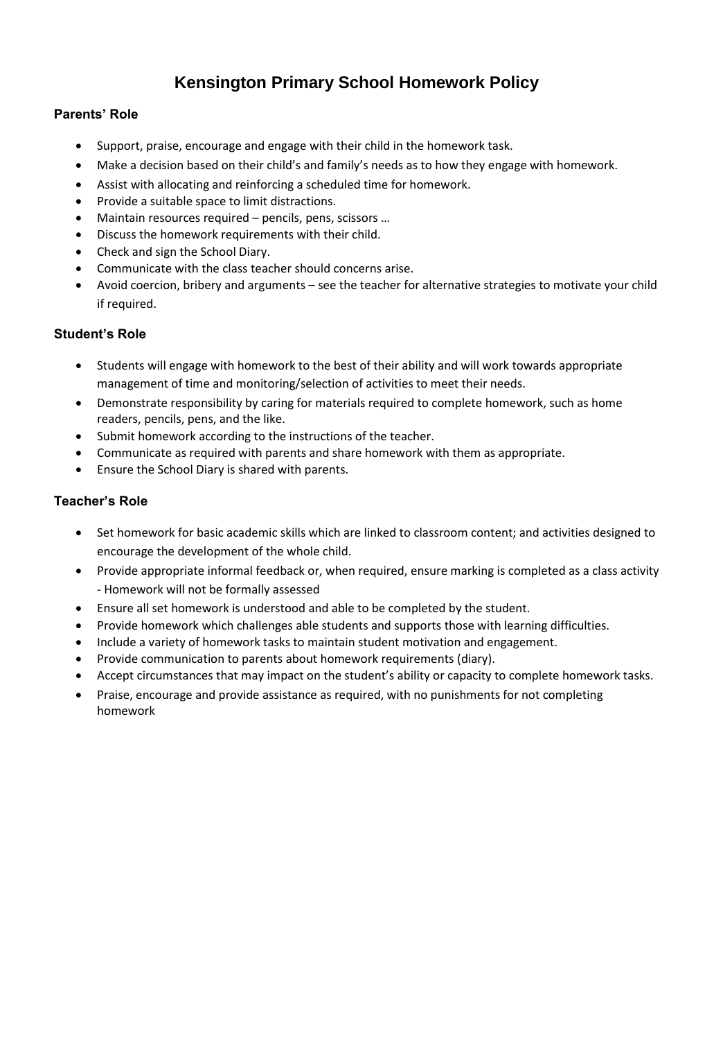# Kensington Primary School Homework Policy

### Parents' Role

- Support, praise, encourage and engage with their child in the homework task.
- Make a decision based on their child's and family's needs as to how they engage with homework.
- Assist with allocating and reinforcing a scheduled time for homework.
- Provide a suitable space to limit distractions.
- Maintain resources required – pencils, pens, scissors …
- Discuss the homework requirements with their child.
- Check and sign the School Diary.
- Communicate with the class teacher should concerns arise.
- Avoid coercion, bribery and arguments – see the teacher for alternative strategies to motivate your child if required.

### Student's Role

- Students will engage with homework to the best of their ability and will work towards appropriate management of time and monitoring/selection of activities to meet their needs.
- Demonstrate responsibility by caring for materials required to complete homework, such as home readers, pencils, pens, and the like.
- Submit homework according to the instructions of the teacher.
- Communicate as required with parents and share homework with them as appropriate.
- Ensure the School Diary is shared with parents.

### Teacher's Role

- Set homework for basic academic skills which are linked to classroom content; and activities designed to encourage the development of the whole child.
- Provide appropriate informal feedback or, when required, ensure marking is completed as a class activity - Homework will not be formally assessed
- Ensure all set homework is understood and able to be completed by the student.
- Provide homework which challenges able students and supports those with learning difficulties.
- Include a variety of homework tasks to maintain student motivation and engagement.
- Provide communication to parents about homework requirements (diary).
- Accept circumstances that may impact on the student's ability or capacity to complete homework tasks.
- Praise, encourage and provide assistance as required, with no punishments for not completing homework